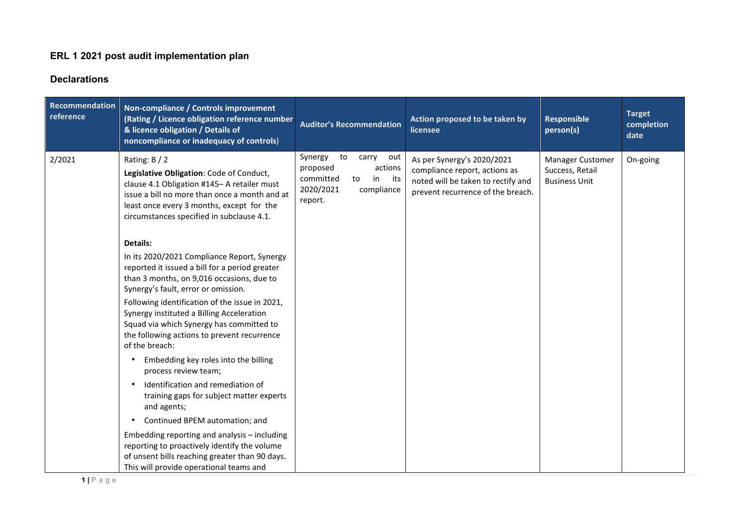# ERL 1 2021 post audit implementation plan

## Declarations

| Recommendation reference | Non-compliance / Controls improvement (Rating / Licence obligation reference number & licence obligation / Details of noncompliance or inadequacy of controls) | Auditor's Recommendation | Action proposed to be taken by licensee | Responsible person(s) | Target completion date |
|---|---|---|---|---|---|
| 2/2021 | Rating: B / 2<br>**Legislative Obligation**: Code of Conduct, clause 4.1 Obligation #145– A retailer must issue a bill no more than once a month and at least once every 3 months, except for the circumstances specified in subclause 4.1.<br><br>**Details:**<br>In its 2020/2021 Compliance Report, Synergy reported it issued a bill for a period greater than 3 months, on 9,016 occasions, due to Synergy's fault, error or omission.<br>Following identification of the issue in 2021, Synergy instituted a Billing Acceleration Squad via which Synergy has committed to the following actions to prevent recurrence of the breach:<br>• Embedding key roles into the billing process review team;<br>• Identification and remediation of training gaps for subject matter experts and agents;<br>• Continued BPEM automation; and<br>Embedding reporting and analysis – including reporting to proactively identify the volume of unsent bills reaching greater than 90 days. This will provide operational teams and | Synergy to carry out proposed actions committed to in its 2020/2021 compliance report. | As per Synergy's 2020/2021 compliance report, actions as noted will be taken to rectify and prevent recurrence of the breach. | Manager Customer Success, Retail Business Unit | On-going |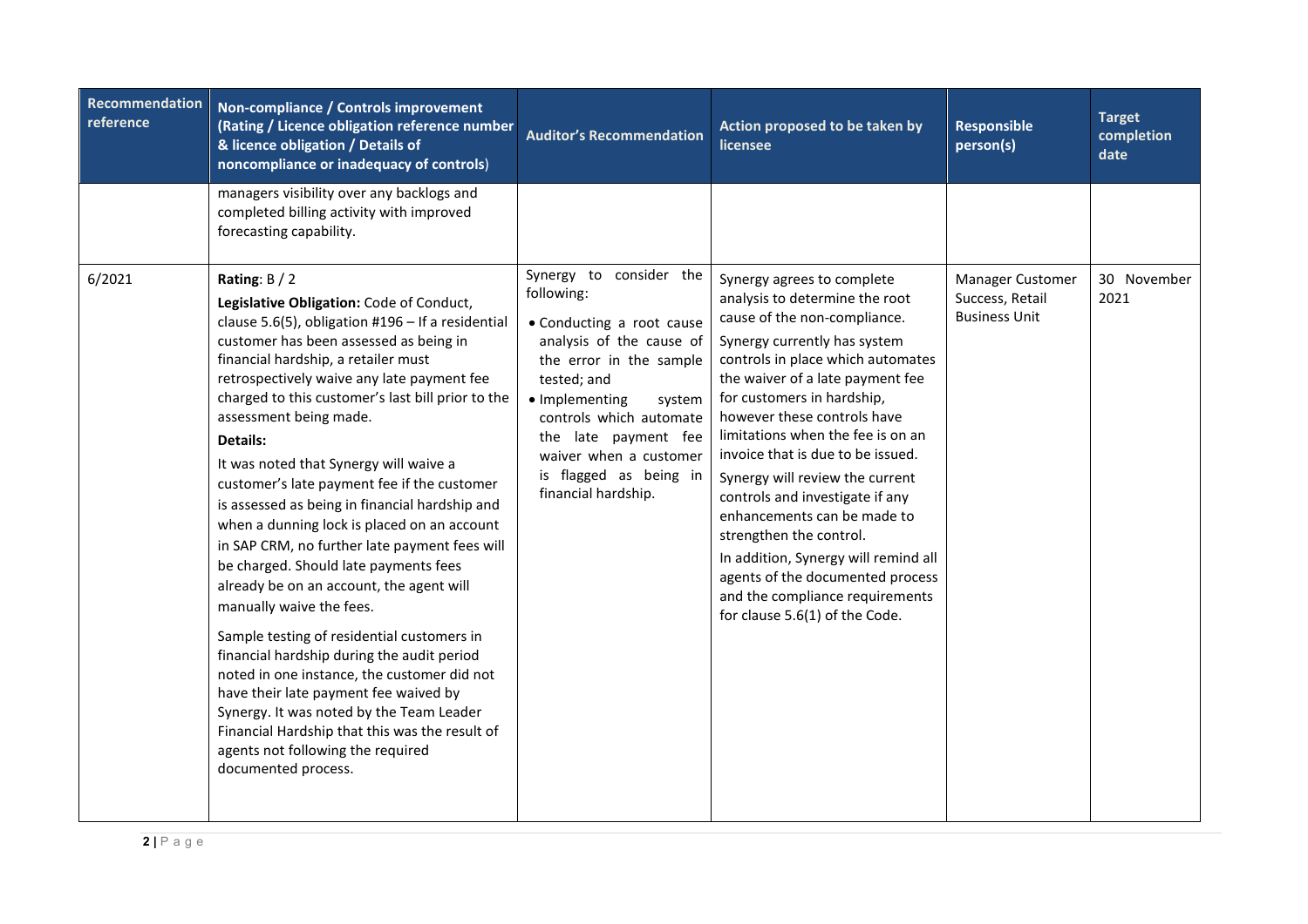| Recommendation reference | Non-compliance / Controls improvement (Rating / Licence obligation reference number & licence obligation / Details of noncompliance or inadequacy of controls) | Auditor's Recommendation | Action proposed to be taken by licensee | Responsible person(s) | Target completion date |
|---|---|---|---|---|---|
| | managers visibility over any backlogs and completed billing activity with improved forecasting capability. | | | | |
| 6/2021 | **Rating**: B / 2<br>**Legislative Obligation:** Code of Conduct, clause 5.6(5), obligation #196 – If a residential customer has been assessed as being in financial hardship, a retailer must retrospectively waive any late payment fee charged to this customer's last bill prior to the assessment being made.<br>**Details:**<br>It was noted that Synergy will waive a customer's late payment fee if the customer is assessed as being in financial hardship and when a dunning lock is placed on an account in SAP CRM, no further late payment fees will be charged. Should late payments fees already be on an account, the agent will manually waive the fees.<br>Sample testing of residential customers in financial hardship during the audit period noted in one instance, the customer did not have their late payment fee waived by Synergy. It was noted by the Team Leader Financial Hardship that this was the result of agents not following the required documented process. | Synergy to consider the following:<br>• Conducting a root cause analysis of the cause of the error in the sample tested; and<br>• Implementing system controls which automate the late payment fee waiver when a customer is flagged as being in financial hardship. | Synergy agrees to complete analysis to determine the root cause of the non-compliance.<br>Synergy currently has system controls in place which automates the waiver of a late payment fee for customers in hardship, however these controls have limitations when the fee is on an invoice that is due to be issued.<br>Synergy will review the current controls and investigate if any enhancements can be made to strengthen the control.<br>In addition, Synergy will remind all agents of the documented process and the compliance requirements for clause 5.6(1) of the Code. | Manager Customer Success, Retail Business Unit | 30 November 2021 |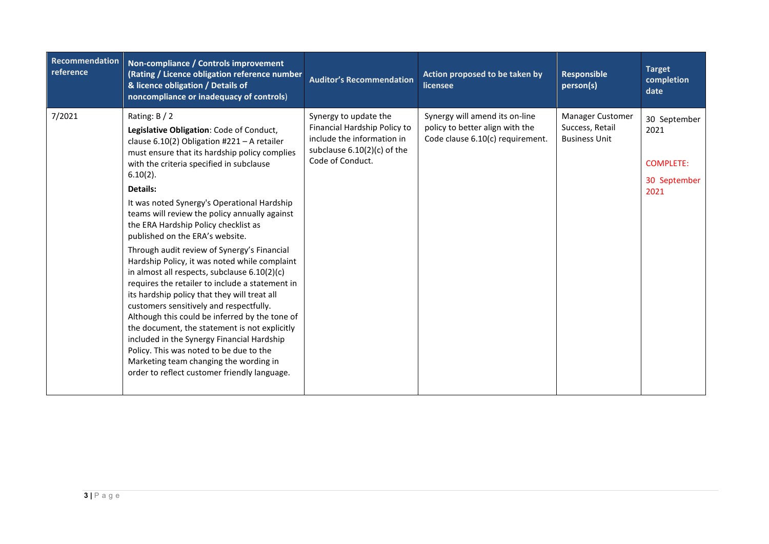| Recommendation reference | Non-compliance / Controls improvement (Rating / Licence obligation reference number & licence obligation / Details of noncompliance or inadequacy of controls) | Auditor's Recommendation | Action proposed to be taken by licensee | Responsible person(s) | Target completion date |
|---|---|---|---|---|---|
| 7/2021 | Rating: B / 2<br>**Legislative Obligation**: Code of Conduct, clause 6.10(2) Obligation #221 – A retailer must ensure that its hardship policy complies with the criteria specified in subclause 6.10(2).<br>**Details:**<br>It was noted Synergy's Operational Hardship teams will review the policy annually against the ERA Hardship Policy checklist as published on the ERA's website.<br>Through audit review of Synergy's Financial Hardship Policy, it was noted while complaint in almost all respects, subclause 6.10(2)(c) requires the retailer to include a statement in its hardship policy that they will treat all customers sensitively and respectfully. Although this could be inferred by the tone of the document, the statement is not explicitly included in the Synergy Financial Hardship Policy. This was noted to be due to the Marketing team changing the wording in order to reflect customer friendly language. | Synergy to update the Financial Hardship Policy to include the information in subclause 6.10(2)(c) of the Code of Conduct. | Synergy will amend its on-line policy to better align with the Code clause 6.10(c) requirement. | Manager Customer Success, Retail Business Unit | 30 September 2021<br><br>COMPLETE:<br><br>30 September 2021 |